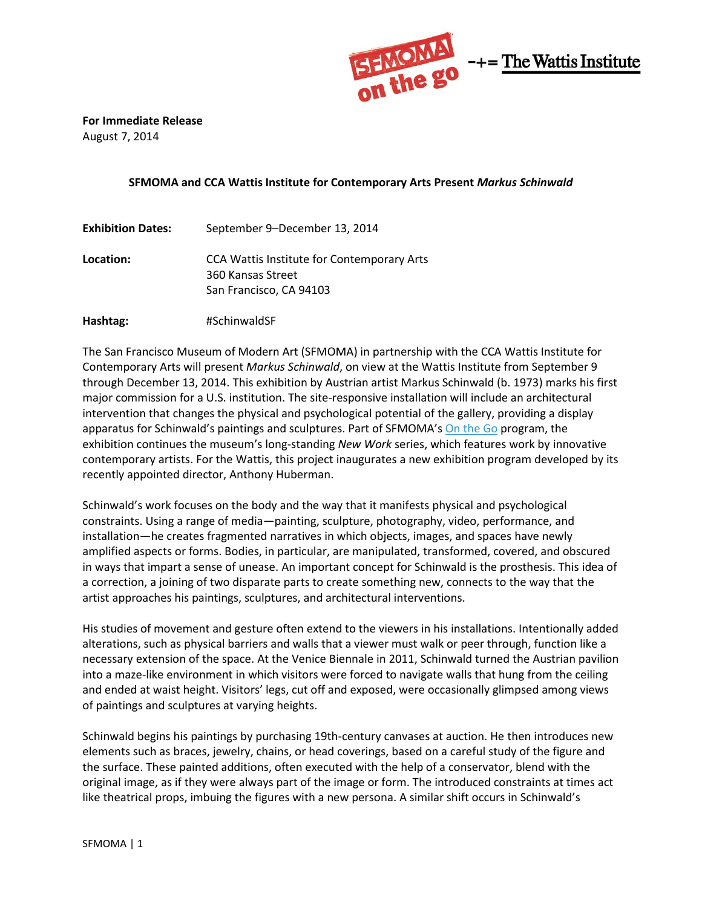**For Immediate Release**
August 7, 2014

**SFMOMA and CCA Wattis Institute for Contemporary Arts Present *Markus Schinwald***

| | |
|---|---|
| **Exhibition Dates:** | September 9–December 13, 2014 |
| **Location:** | CCA Wattis Institute for Contemporary Arts<br>360 Kansas Street<br>San Francisco, CA 94103 |
| **Hashtag:** | #SchinwaldSF |

The San Francisco Museum of Modern Art (SFMOMA) in partnership with the CCA Wattis Institute for Contemporary Arts will present *Markus Schinwald*, on view at the Wattis Institute from September 9 through December 13, 2014. This exhibition by Austrian artist Markus Schinwald (b. 1973) marks his first major commission for a U.S. institution. The site-responsive installation will include an architectural intervention that changes the physical and psychological potential of the gallery, providing a display apparatus for Schinwald's paintings and sculptures. Part of SFMOMA's On the Go program, the exhibition continues the museum's long-standing *New Work* series, which features work by innovative contemporary artists. For the Wattis, this project inaugurates a new exhibition program developed by its recently appointed director, Anthony Huberman.

Schinwald's work focuses on the body and the way that it manifests physical and psychological constraints. Using a range of media—painting, sculpture, photography, video, performance, and installation—he creates fragmented narratives in which objects, images, and spaces have newly amplified aspects or forms. Bodies, in particular, are manipulated, transformed, covered, and obscured in ways that impart a sense of unease. An important concept for Schinwald is the prosthesis. This idea of a correction, a joining of two disparate parts to create something new, connects to the way that the artist approaches his paintings, sculptures, and architectural interventions.

His studies of movement and gesture often extend to the viewers in his installations. Intentionally added alterations, such as physical barriers and walls that a viewer must walk or peer through, function like a necessary extension of the space. At the Venice Biennale in 2011, Schinwald turned the Austrian pavilion into a maze-like environment in which visitors were forced to navigate walls that hung from the ceiling and ended at waist height. Visitors' legs, cut off and exposed, were occasionally glimpsed among views of paintings and sculptures at varying heights.

Schinwald begins his paintings by purchasing 19th-century canvases at auction. He then introduces new elements such as braces, jewelry, chains, or head coverings, based on a careful study of the figure and the surface. These painted additions, often executed with the help of a conservator, blend with the original image, as if they were always part of the image or form. The introduced constraints at times act like theatrical props, imbuing the figures with a new persona. A similar shift occurs in Schinwald's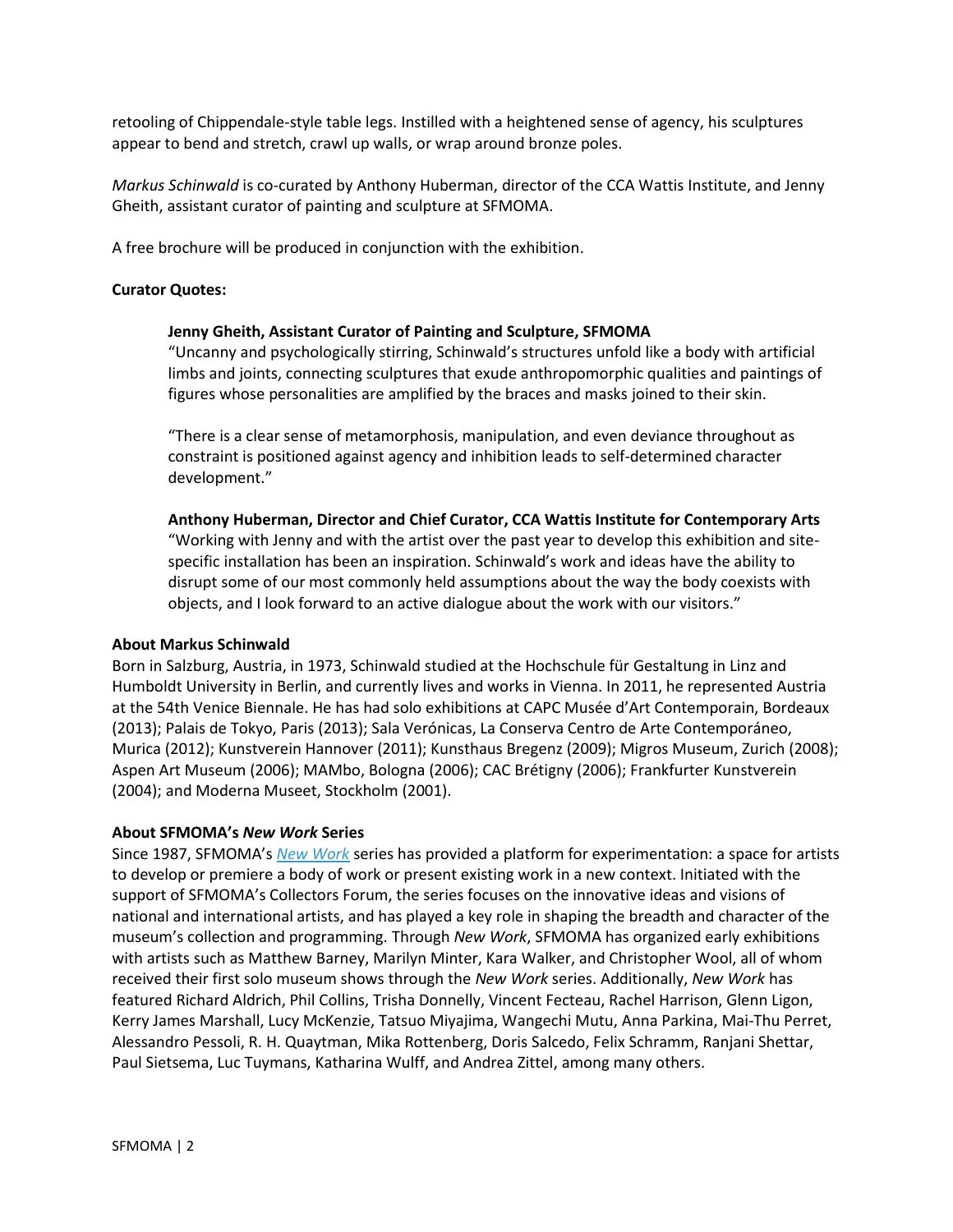retooling of Chippendale-style table legs. Instilled with a heightened sense of agency, his sculptures appear to bend and stretch, crawl up walls, or wrap around bronze poles.

*Markus Schinwald* is co-curated by Anthony Huberman, director of the CCA Wattis Institute, and Jenny Gheith, assistant curator of painting and sculpture at SFMOMA.

A free brochure will be produced in conjunction with the exhibition.

**Curator Quotes:**

> **Jenny Gheith, Assistant Curator of Painting and Sculpture, SFMOMA**
> "Uncanny and psychologically stirring, Schinwald's structures unfold like a body with artificial limbs and joints, connecting sculptures that exude anthropomorphic qualities and paintings of figures whose personalities are amplified by the braces and masks joined to their skin.
>
> "There is a clear sense of metamorphosis, manipulation, and even deviance throughout as constraint is positioned against agency and inhibition leads to self-determined character development."
>
> **Anthony Huberman, Director and Chief Curator, CCA Wattis Institute for Contemporary Arts**
> "Working with Jenny and with the artist over the past year to develop this exhibition and site-specific installation has been an inspiration. Schinwald's work and ideas have the ability to disrupt some of our most commonly held assumptions about the way the body coexists with objects, and I look forward to an active dialogue about the work with our visitors."

**About Markus Schinwald**
Born in Salzburg, Austria, in 1973, Schinwald studied at the Hochschule für Gestaltung in Linz and Humboldt University in Berlin, and currently lives and works in Vienna. In 2011, he represented Austria at the 54th Venice Biennale. He has had solo exhibitions at CAPC Musée d'Art Contemporain, Bordeaux (2013); Palais de Tokyo, Paris (2013); Sala Verónicas, La Conserva Centro de Arte Contemporáneo, Murica (2012); Kunstverein Hannover (2011); Kunsthaus Bregenz (2009); Migros Museum, Zurich (2008); Aspen Art Museum (2006); MAMbo, Bologna (2006); CAC Brétigny (2006); Frankfurter Kunstverein (2004); and Moderna Museet, Stockholm (2001).

**About SFMOMA's *New Work* Series**
Since 1987, SFMOMA's *New Work* series has provided a platform for experimentation: a space for artists to develop or premiere a body of work or present existing work in a new context. Initiated with the support of SFMOMA's Collectors Forum, the series focuses on the innovative ideas and visions of national and international artists, and has played a key role in shaping the breadth and character of the museum's collection and programming. Through *New Work*, SFMOMA has organized early exhibitions with artists such as Matthew Barney, Marilyn Minter, Kara Walker, and Christopher Wool, all of whom received their first solo museum shows through the *New Work* series. Additionally, *New Work* has featured Richard Aldrich, Phil Collins, Trisha Donnelly, Vincent Fecteau, Rachel Harrison, Glenn Ligon, Kerry James Marshall, Lucy McKenzie, Tatsuo Miyajima, Wangechi Mutu, Anna Parkina, Mai-Thu Perret, Alessandro Pessoli, R. H. Quaytman, Mika Rottenberg, Doris Salcedo, Felix Schramm, Ranjani Shettar, Paul Sietsema, Luc Tuymans, Katharina Wulff, and Andrea Zittel, among many others.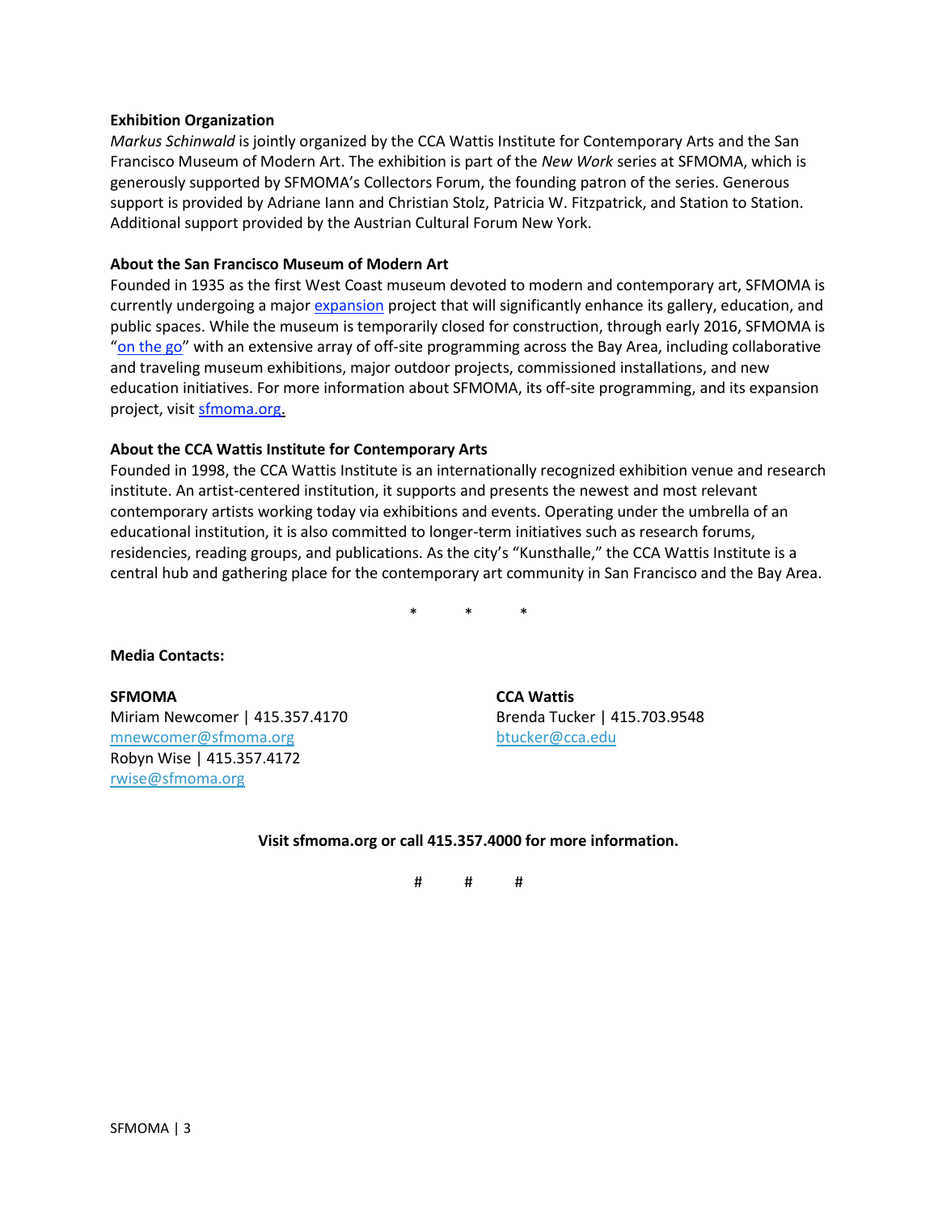**Exhibition Organization**

*Markus Schinwald* is jointly organized by the CCA Wattis Institute for Contemporary Arts and the San Francisco Museum of Modern Art. The exhibition is part of the *New Work* series at SFMOMA, which is generously supported by SFMOMA's Collectors Forum, the founding patron of the series. Generous support is provided by Adriane Iann and Christian Stolz, Patricia W. Fitzpatrick, and Station to Station. Additional support provided by the Austrian Cultural Forum New York.

**About the San Francisco Museum of Modern Art**

Founded in 1935 as the first West Coast museum devoted to modern and contemporary art, SFMOMA is currently undergoing a major expansion project that will significantly enhance its gallery, education, and public spaces. While the museum is temporarily closed for construction, through early 2016, SFMOMA is "on the go" with an extensive array of off-site programming across the Bay Area, including collaborative and traveling museum exhibitions, major outdoor projects, commissioned installations, and new education initiatives. For more information about SFMOMA, its off-site programming, and its expansion project, visit sfmoma.org.

**About the CCA Wattis Institute for Contemporary Arts**

Founded in 1998, the CCA Wattis Institute is an internationally recognized exhibition venue and research institute. An artist-centered institution, it supports and presents the newest and most relevant contemporary artists working today via exhibitions and events. Operating under the umbrella of an educational institution, it is also committed to longer-term initiatives such as research forums, residencies, reading groups, and publications. As the city's "Kunsthalle," the CCA Wattis Institute is a central hub and gathering place for the contemporary art community in San Francisco and the Bay Area.

\* \* \*

**Media Contacts:**

**SFMOMA**
Miriam Newcomer | 415.357.4170
mnewcomer@sfmoma.org
Robyn Wise | 415.357.4172
rwise@sfmoma.org

**CCA Wattis**
Brenda Tucker | 415.703.9548
btucker@cca.edu

**Visit sfmoma.org or call 415.357.4000 for more information.**

# # #